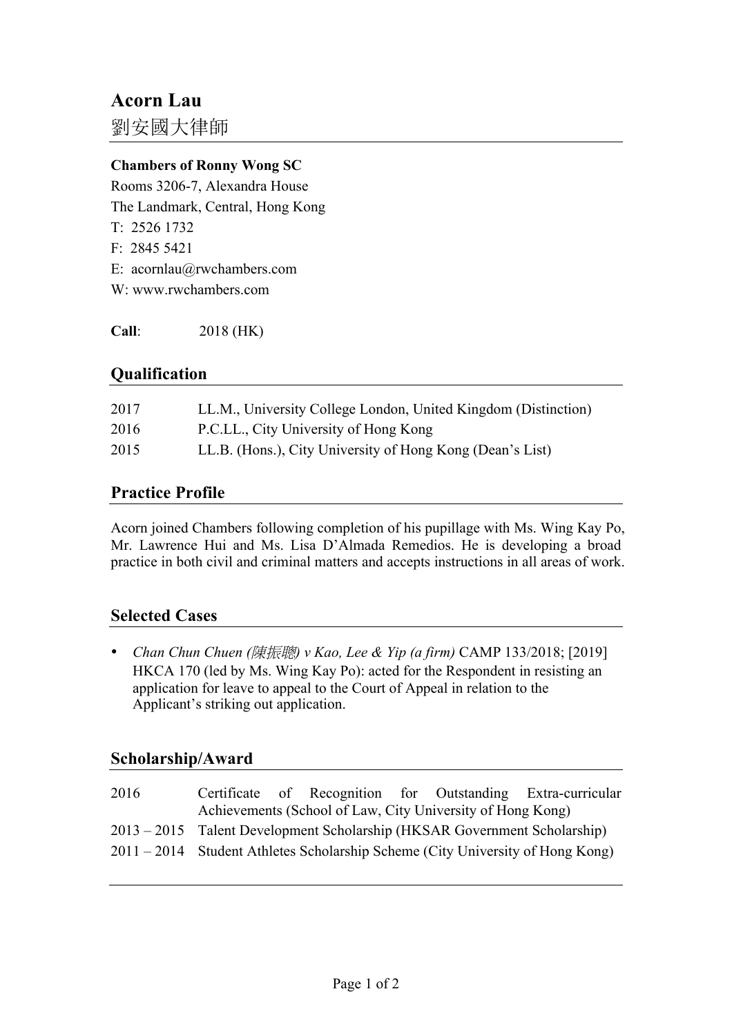# Acorn Lau

劉安國大律師

**Chambers of Ronny Wong SC**

Rooms 3206-7, Alexandra House

The Landmark, Central, Hong Kong

T: 2526 1732

F: 2845 5421

E: acornlau@rwchambers.com

W: www.rwchambers.com

**Call**: 2018 (HK)

## Qualification

| | |
|---|---|
| 2017 | LL.M., University College London, United Kingdom (Distinction) |
| 2016 | P.C.LL., City University of Hong Kong |
| 2015 | LL.B. (Hons.), City University of Hong Kong (Dean's List) |

## Practice Profile

Acorn joined Chambers following completion of his pupillage with Ms. Wing Kay Po, Mr. Lawrence Hui and Ms. Lisa D'Almada Remedios. He is developing a broad practice in both civil and criminal matters and accepts instructions in all areas of work.

## Selected Cases

- *Chan Chun Chuen (陳振聰) v Kao, Lee & Yip (a firm)* CAMP 133/2018; [2019] HKCA 170 (led by Ms. Wing Kay Po): acted for the Respondent in resisting an application for leave to appeal to the Court of Appeal in relation to the Applicant's striking out application.

## Scholarship/Award

| | |
|---|---|
| 2016 | Certificate of Recognition for Outstanding Extra-curricular Achievements (School of Law, City University of Hong Kong) |
| 2013 – 2015 | Talent Development Scholarship (HKSAR Government Scholarship) |
| 2011 – 2014 | Student Athletes Scholarship Scheme (City University of Hong Kong) |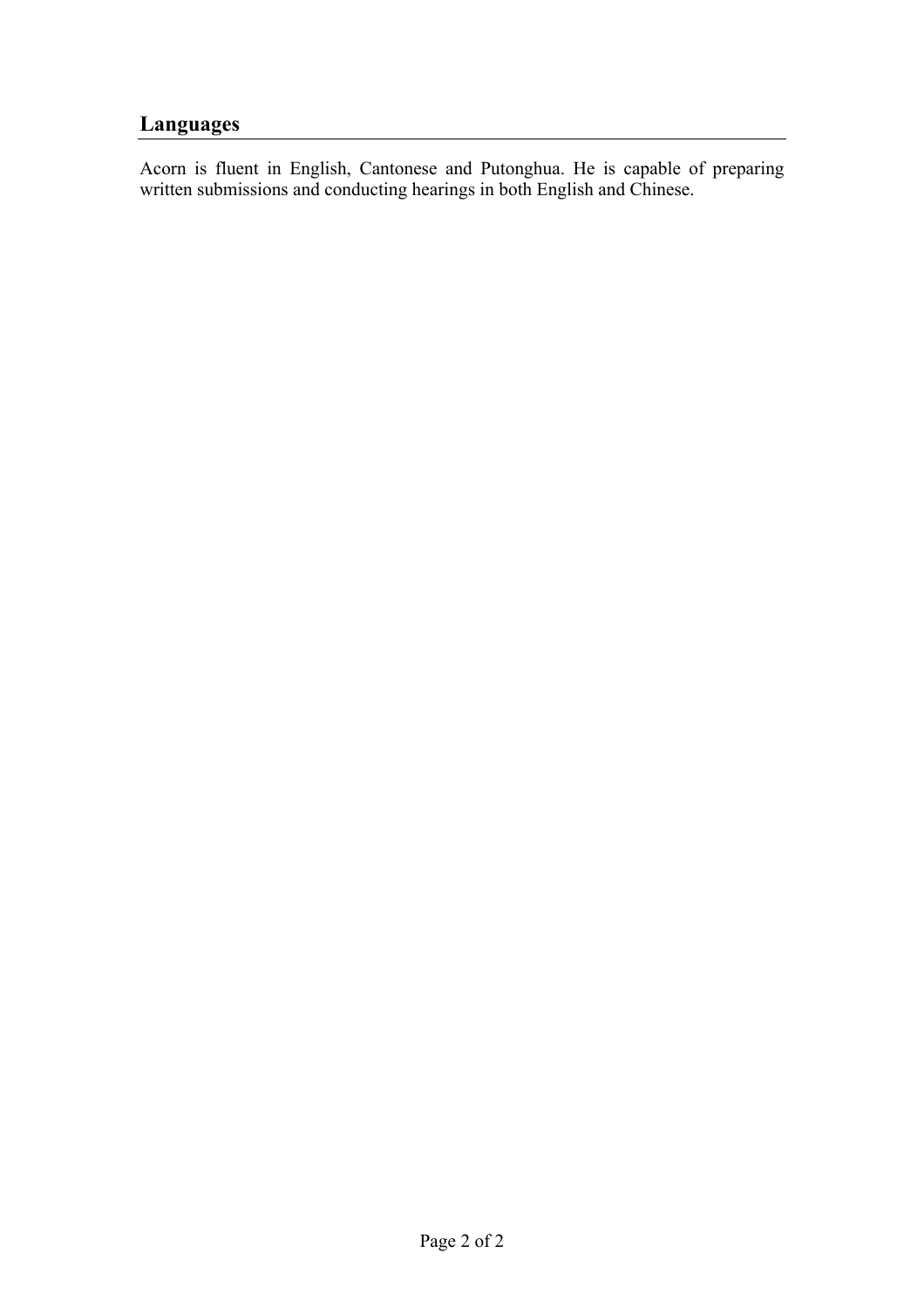## Languages

Acorn is fluent in English, Cantonese and Putonghua. He is capable of preparing written submissions and conducting hearings in both English and Chinese.